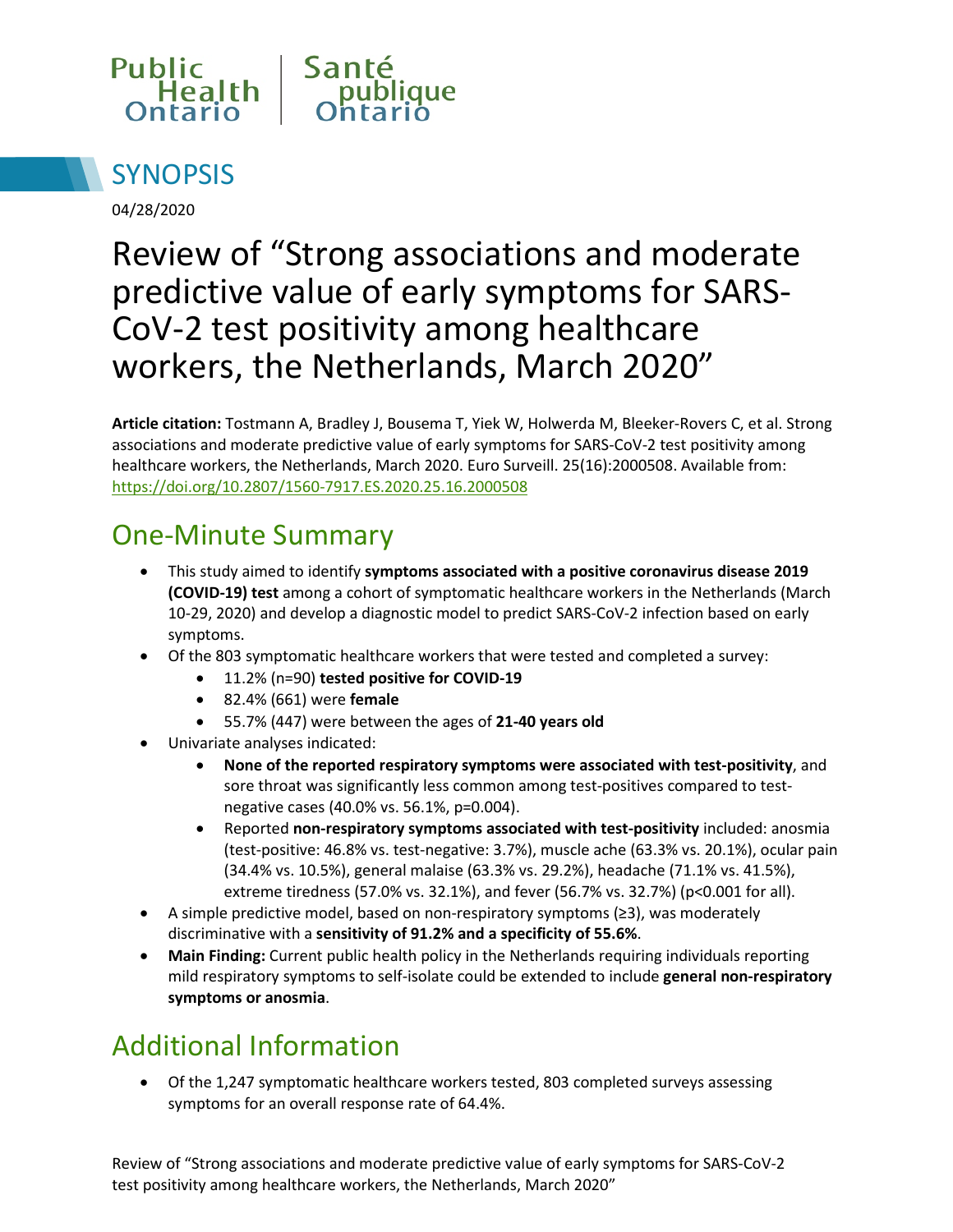Public Health Ontario | Santé publique Ontario

## SYNOPSIS

04/28/2020

# Review of "Strong associations and moderate predictive value of early symptoms for SARS-CoV-2 test positivity among healthcare workers, the Netherlands, March 2020"

**Article citation:** Tostmann A, Bradley J, Bousema T, Yiek W, Holwerda M, Bleeker-Rovers C, et al. Strong associations and moderate predictive value of early symptoms for SARS-CoV-2 test positivity among healthcare workers, the Netherlands, March 2020. Euro Surveill. 25(16):2000508. Available from: https://doi.org/10.2807/1560-7917.ES.2020.25.16.2000508

## One-Minute Summary

- This study aimed to identify **symptoms associated with a positive coronavirus disease 2019 (COVID-19) test** among a cohort of symptomatic healthcare workers in the Netherlands (March 10-29, 2020) and develop a diagnostic model to predict SARS-CoV-2 infection based on early symptoms.
- Of the 803 symptomatic healthcare workers that were tested and completed a survey:
  - 11.2% (n=90) **tested positive for COVID-19**
  - 82.4% (661) were **female**
  - 55.7% (447) were between the ages of **21-40 years old**
- Univariate analyses indicated:
  - **None of the reported respiratory symptoms were associated with test-positivity**, and sore throat was significantly less common among test-positives compared to test-negative cases (40.0% vs. 56.1%, p=0.004).
  - Reported **non-respiratory symptoms associated with test-positivity** included: anosmia (test-positive: 46.8% vs. test-negative: 3.7%), muscle ache (63.3% vs. 20.1%), ocular pain (34.4% vs. 10.5%), general malaise (63.3% vs. 29.2%), headache (71.1% vs. 41.5%), extreme tiredness (57.0% vs. 32.1%), and fever (56.7% vs. 32.7%) (p<0.001 for all).
- A simple predictive model, based on non-respiratory symptoms (≥3), was moderately discriminative with a **sensitivity of 91.2% and a specificity of 55.6%**.
- **Main Finding:** Current public health policy in the Netherlands requiring individuals reporting mild respiratory symptoms to self-isolate could be extended to include **general non-respiratory symptoms or anosmia**.

## Additional Information

- Of the 1,247 symptomatic healthcare workers tested, 803 completed surveys assessing symptoms for an overall response rate of 64.4%.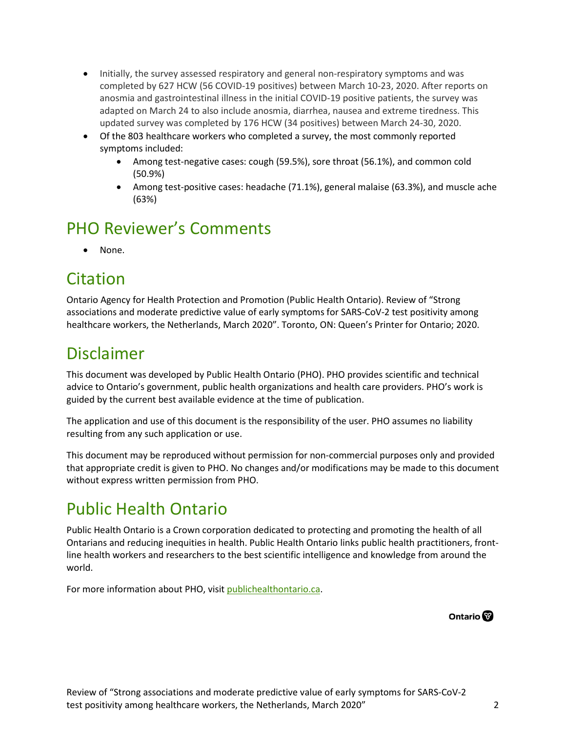- Initially, the survey assessed respiratory and general non-respiratory symptoms and was completed by 627 HCW (56 COVID-19 positives) between March 10-23, 2020. After reports on anosmia and gastrointestinal illness in the initial COVID-19 positive patients, the survey was adapted on March 24 to also include anosmia, diarrhea, nausea and extreme tiredness. This updated survey was completed by 176 HCW (34 positives) between March 24-30, 2020.
- Of the 803 healthcare workers who completed a survey, the most commonly reported symptoms included:
  - Among test-negative cases: cough (59.5%), sore throat (56.1%), and common cold (50.9%)
  - Among test-positive cases: headache (71.1%), general malaise (63.3%), and muscle ache (63%)

# PHO Reviewer's Comments

- None.

# Citation

Ontario Agency for Health Protection and Promotion (Public Health Ontario). Review of "Strong associations and moderate predictive value of early symptoms for SARS-CoV-2 test positivity among healthcare workers, the Netherlands, March 2020". Toronto, ON: Queen's Printer for Ontario; 2020.

# Disclaimer

This document was developed by Public Health Ontario (PHO). PHO provides scientific and technical advice to Ontario's government, public health organizations and health care providers. PHO's work is guided by the current best available evidence at the time of publication.

The application and use of this document is the responsibility of the user. PHO assumes no liability resulting from any such application or use.

This document may be reproduced without permission for non-commercial purposes only and provided that appropriate credit is given to PHO. No changes and/or modifications may be made to this document without express written permission from PHO.

# Public Health Ontario

Public Health Ontario is a Crown corporation dedicated to protecting and promoting the health of all Ontarians and reducing inequities in health. Public Health Ontario links public health practitioners, front-line health workers and researchers to the best scientific intelligence and knowledge from around the world.

For more information about PHO, visit publichealthontario.ca.